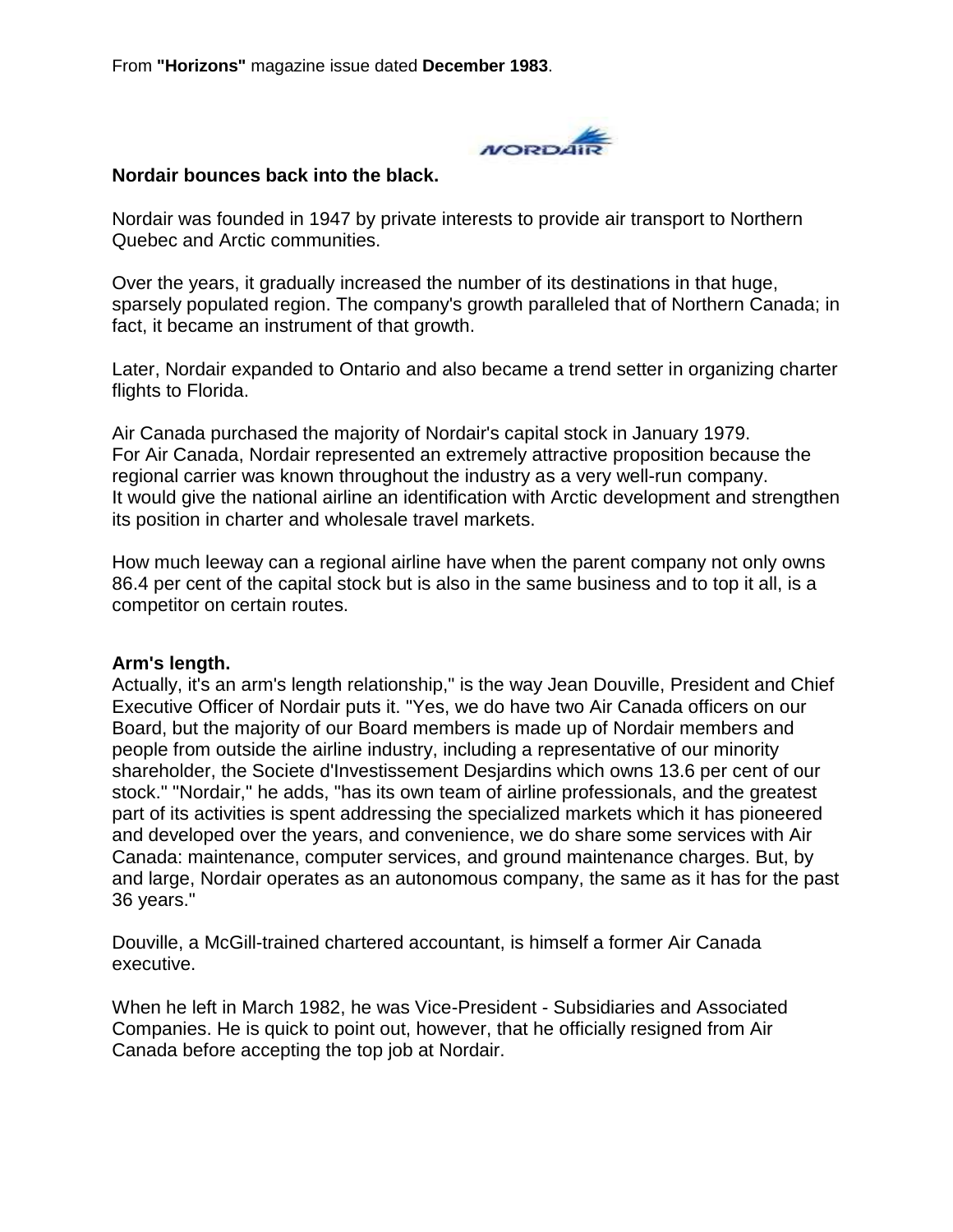From **"Horizons"** magazine issue dated **December 1983**.

**Nordair bounces back into the black.**

Nordair was founded in 1947 by private interests to provide air transport to Northern Quebec and Arctic communities.

Over the years, it gradually increased the number of its destinations in that huge, sparsely populated region. The company's growth paralleled that of Northern Canada; in fact, it became an instrument of that growth.

Later, Nordair expanded to Ontario and also became a trend setter in organizing charter flights to Florida.

Air Canada purchased the majority of Nordair's capital stock in January 1979.
For Air Canada, Nordair represented an extremely attractive proposition because the regional carrier was known throughout the industry as a very well-run company.
It would give the national airline an identification with Arctic development and strengthen its position in charter and wholesale travel markets.

How much leeway can a regional airline have when the parent company not only owns 86.4 per cent of the capital stock but is also in the same business and to top it all, is a competitor on certain routes.

**Arm's length.**

Actually, it's an arm's length relationship," is the way Jean Douville, President and Chief Executive Officer of Nordair puts it. "Yes, we do have two Air Canada officers on our Board, but the majority of our Board members is made up of Nordair members and people from outside the airline industry, including a representative of our minority shareholder, the Societe d'Investissement Desjardins which owns 13.6 per cent of our stock." "Nordair," he adds, "has its own team of airline professionals, and the greatest part of its activities is spent addressing the specialized markets which it has pioneered and developed over the years, and convenience, we do share some services with Air Canada: maintenance, computer services, and ground maintenance charges. But, by and large, Nordair operates as an autonomous company, the same as it has for the past 36 years."

Douville, a McGill-trained chartered accountant, is himself a former Air Canada executive.

When he left in March 1982, he was Vice-President - Subsidiaries and Associated Companies. He is quick to point out, however, that he officially resigned from Air Canada before accepting the top job at Nordair.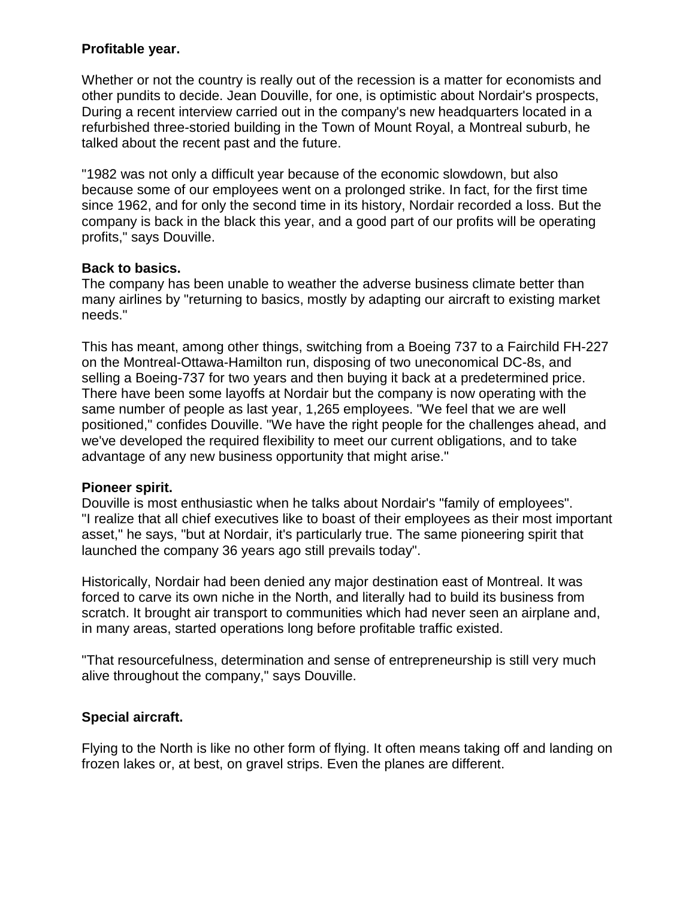**Profitable year.**

Whether or not the country is really out of the recession is a matter for economists and other pundits to decide. Jean Douville, for one, is optimistic about Nordair's prospects, During a recent interview carried out in the company's new headquarters located in a refurbished three-storied building in the Town of Mount Royal, a Montreal suburb, he talked about the recent past and the future.

"1982 was not only a difficult year because of the economic slowdown, but also because some of our employees went on a prolonged strike. In fact, for the first time since 1962, and for only the second time in its history, Nordair recorded a loss. But the company is back in the black this year, and a good part of our profits will be operating profits," says Douville.

**Back to basics.**
The company has been unable to weather the adverse business climate better than many airlines by "returning to basics, mostly by adapting our aircraft to existing market needs."

This has meant, among other things, switching from a Boeing 737 to a Fairchild FH-227 on the Montreal-Ottawa-Hamilton run, disposing of two uneconomical DC-8s, and selling a Boeing-737 for two years and then buying it back at a predetermined price. There have been some layoffs at Nordair but the company is now operating with the same number of people as last year, 1,265 employees. "We feel that we are well positioned," confides Douville. "We have the right people for the challenges ahead, and we've developed the required flexibility to meet our current obligations, and to take advantage of any new business opportunity that might arise."

**Pioneer spirit.**
Douville is most enthusiastic when he talks about Nordair's "family of employees". "I realize that all chief executives like to boast of their employees as their most important asset," he says, "but at Nordair, it's particularly true. The same pioneering spirit that launched the company 36 years ago still prevails today".

Historically, Nordair had been denied any major destination east of Montreal. It was forced to carve its own niche in the North, and literally had to build its business from scratch. It brought air transport to communities which had never seen an airplane and, in many areas, started operations long before profitable traffic existed.

"That resourcefulness, determination and sense of entrepreneurship is still very much alive throughout the company," says Douville.

**Special aircraft.**

Flying to the North is like no other form of flying. It often means taking off and landing on frozen lakes or, at best, on gravel strips. Even the planes are different.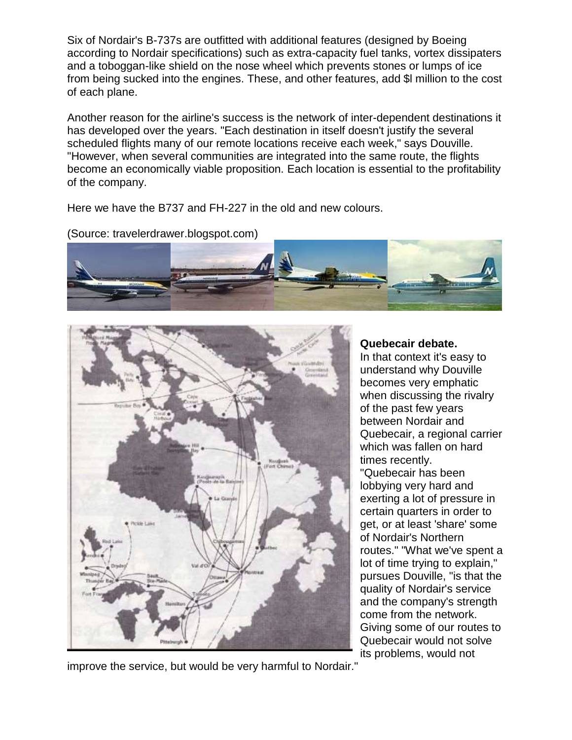Six of Nordair's B-737s are outfitted with additional features (designed by Boeing according to Nordair specifications) such as extra-capacity fuel tanks, vortex dissipaters and a toboggan-like shield on the nose wheel which prevents stones or lumps of ice from being sucked into the engines. These, and other features, add $l million to the cost of each plane.

Another reason for the airline's success is the network of inter-dependent destinations it has developed over the years. "Each destination in itself doesn't justify the several scheduled flights many of our remote locations receive each week," says Douville. "However, when several communities are integrated into the same route, the flights become an economically viable proposition. Each location is essential to the profitability of the company.

Here we have the B737 and FH-227 in the old and new colours.

(Source: travelerdrawer.blogspot.com)

**Quebecair debate.**
In that context it's easy to understand why Douville becomes very emphatic when discussing the rivalry of the past few years between Nordair and Quebecair, a regional carrier which was fallen on hard times recently.
"Quebecair has been lobbying very hard and exerting a lot of pressure in certain quarters in order to get, or at least 'share' some of Nordair's Northern routes." "What we've spent a lot of time trying to explain," pursues Douville, "is that the quality of Nordair's service and the company's strength come from the network. Giving some of our routes to Quebecair would not solve its problems, would not improve the service, but would be very harmful to Nordair."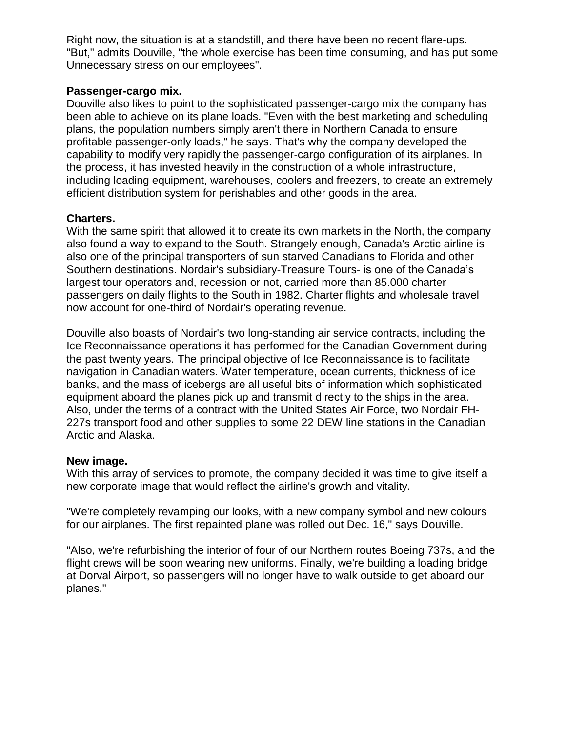Right now, the situation is at a standstill, and there have been no recent flare-ups. "But," admits Douville, "the whole exercise has been time consuming, and has put some Unnecessary stress on our employees".

**Passenger-cargo mix.**
Douville also likes to point to the sophisticated passenger-cargo mix the company has been able to achieve on its plane loads. "Even with the best marketing and scheduling plans, the population numbers simply aren't there in Northern Canada to ensure profitable passenger-only loads," he says. That's why the company developed the capability to modify very rapidly the passenger-cargo configuration of its airplanes. In the process, it has invested heavily in the construction of a whole infrastructure, including loading equipment, warehouses, coolers and freezers, to create an extremely efficient distribution system for perishables and other goods in the area.

**Charters.**
With the same spirit that allowed it to create its own markets in the North, the company also found a way to expand to the South. Strangely enough, Canada's Arctic airline is also one of the principal transporters of sun starved Canadians to Florida and other Southern destinations. Nordair's subsidiary-Treasure Tours- is one of the Canada's largest tour operators and, recession or not, carried more than 85.000 charter passengers on daily flights to the South in 1982. Charter flights and wholesale travel now account for one-third of Nordair's operating revenue.

Douville also boasts of Nordair's two long-standing air service contracts, including the Ice Reconnaissance operations it has performed for the Canadian Government during the past twenty years. The principal objective of Ice Reconnaissance is to facilitate navigation in Canadian waters. Water temperature, ocean currents, thickness of ice banks, and the mass of icebergs are all useful bits of information which sophisticated equipment aboard the planes pick up and transmit directly to the ships in the area. Also, under the terms of a contract with the United States Air Force, two Nordair FH-227s transport food and other supplies to some 22 DEW line stations in the Canadian Arctic and Alaska.

**New image.**
With this array of services to promote, the company decided it was time to give itself a new corporate image that would reflect the airline's growth and vitality.

"We're completely revamping our looks, with a new company symbol and new colours for our airplanes. The first repainted plane was rolled out Dec. 16," says Douville.

"Also, we're refurbishing the interior of four of our Northern routes Boeing 737s, and the flight crews will be soon wearing new uniforms. Finally, we're building a loading bridge at Dorval Airport, so passengers will no longer have to walk outside to get aboard our planes."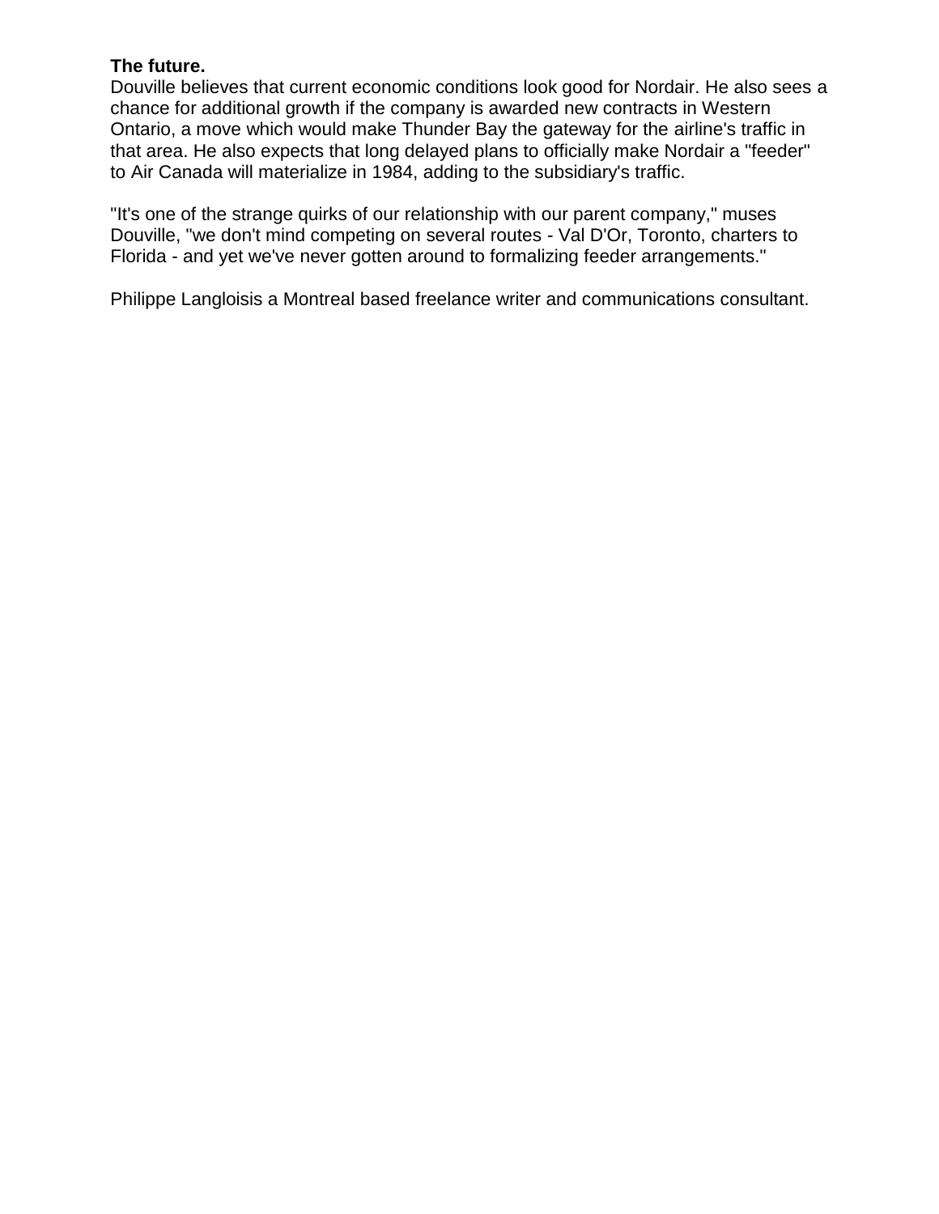**The future.**
Douville believes that current economic conditions look good for Nordair. He also sees a chance for additional growth if the company is awarded new contracts in Western Ontario, a move which would make Thunder Bay the gateway for the airline's traffic in that area. He also expects that long delayed plans to officially make Nordair a "feeder" to Air Canada will materialize in 1984, adding to the subsidiary's traffic.

"It's one of the strange quirks of our relationship with our parent company," muses Douville, "we don't mind competing on several routes - Val D'Or, Toronto, charters to Florida - and yet we've never gotten around to formalizing feeder arrangements."

Philippe Langloisis a Montreal based freelance writer and communications consultant.